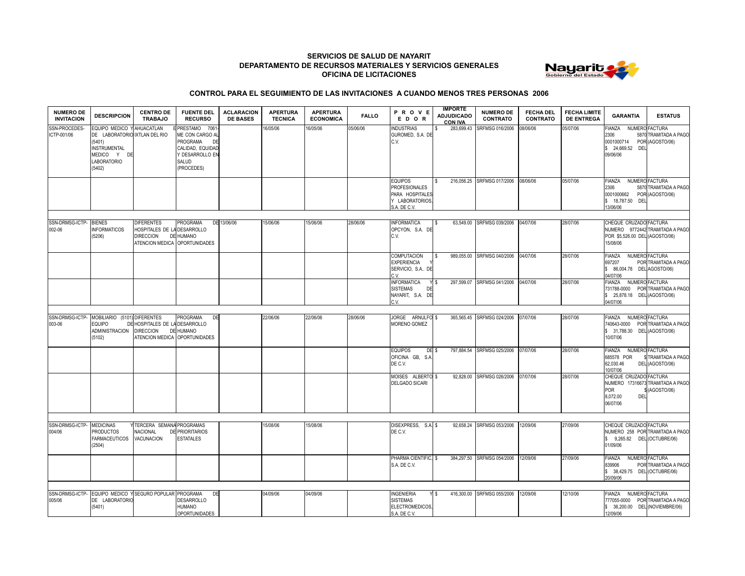**SERVICIOS DE SALUD DE NAYARIT**
**DEPARTAMENTO DE RECURSOS MATERIALES Y SERVICIOS GENERALES**
**OFICINA DE LICITACIONES**

## CONTROL PARA EL SEGUIMIENTO DE LAS INVITACIONES A CUANDO MENOS TRES PERSONAS 2006

| NUMERO DE INVITACION | DESCRIPCION | CENTRO DE TRABAJO | FUENTE DEL RECURSO | ACLARACION DE BASES | APERTURA TECNICA | APERTURA ECONOMICA | FALLO | PROVEEDOR | IMPORTE ADJUDICADO CON IVA | NUMERO DE CONTRATO | FECHA DEL CONTRATO | FECHA LIMITE DE ENTREGA | GARANTIA | ESTATUS |
|---|---|---|---|---|---|---|---|---|---|---|---|---|---|---|
| SSN-PROCEDES-ICTP-001/06 | EQUIPO MEDICO Y DE LABORATORIO (5401) INSTRUMENTAL MEDICO Y DE LABORATORIO (5402) | AHUACATLAN E IXTLAN DEL RIO | PRESTAMO 7061-ME CON CARGO AL PROGRAMA DE CALIDAD, EQUIDAD Y DESARROLLO EN SALUD (PROCEDES) | | 16/05/06 | 16/05/06 | 05/06/06 | INDUSTRIAS GUROMED, S.A. DE C.V. | $ 283,699.43 | SRFMSG 016/2006 | 08/06/06 | 05/07/06 | FIANZA NUMERO 2306 5870 0001000714 POR $ 24,669.52 DEL 09/06/06 | FACTURA TRAMITADA A PAGO (AGOSTO/06) |
| | | | | | | | | EQUIPOS PROFESIONALES PARA HOSPITALES Y LABORATORIOS, S.A. DE C.V. | $ 216,056.25 | SRFMSG 017/2006 | 08/06/06 | 05/07/06 | FIANZA NUMERO 2306 5870 0001000662 POR $ 18,787.50 DEL 13/06/06 | FACTURA TRAMITADA A PAGO (AGOSTO/06) |
| SSN-DRMSG-ICTP-002-06 | BIENES INFORMATICOS (5206) | DIFERENTES HOSPITALES DE LA DIRECCION DE ATENCION MEDICA | PROGRAMA DE DESARROLLO HUMANO OPORTUNIDADES | 13/06/06 | 15/06/06 | 15/06/06 | 28/06/06 | INFORMATICA OPCYON, S.A. DE C.V. | $ 63,549.00 | SRFMSG 039/2006 | 04/07/06 | 28/07/06 | CHEQUE CRUZADO NUMERO 9772442 POR $5,526.00 DEL 15/08/06 | FACTURA TRAMITADA A PAGO (AGOSTO/06) |
| | | | | | | | | COMPUTACION EXPERIENCIA Y SERVICIO, S.A.. DE C.V. | $ 989,055.00 | SRFMSG 040/2006 | 04/07/06 | 28/07/06 | FIANZA NUMERO 697207 POR $ 86,004.78 DEL 04/07/06 | FACTURA TRAMITADA A PAGO AGOSTO/06) |
| | | | | | | | | INFORMATICA Y SISTEMAS DE NAYARIT, S.A. DE C.V. | $ 297,599.07 | SRFMSG 041/2006 | 04/07/06 | 28/07/06 | FIANZA NUMERO 731788-0000 POR $ 25,878.18 DEL 04/07/06 | FACTURA TRAMITADA A PAGO (AGOSTO/06) |
| SSN-DRMSG-ICTP-003-06 | MOBILIARIO (5101) EQUIPO DE ADMINISTRACION (5102) | DIFERENTES HOSPITALES DE LA DIRECCION DE ATENCION MEDICA | PROGRAMA DE DESARROLLO HUMANO OPORTUNIDADES | | 22/06/06 | 22/06/06 | 28/06/06 | JORGE ARNULFO MORENO GOMEZ | $ 365,565.45 | SRFMSG 024/2006 | 07/07/06 | 28/07/06 | FIANZA NUMERO 740643-0000 POR $ 31,788.30 DEL 10/07/06 | FACTURA TRAMITADA A PAGO (AGOSTO/06) |
| | | | | | | | | EQUIPOS DE OFICINA GB, S.A. DE C.V. | $ 797,884.54 | SRFMSG 025/2006 | 07/07/06 | 28/07/06 | FIANZA NUMERO 685578 POR $ 62,030.46 DEL 10/07/06 | FACTURA TRAMITADA A PAGO (AGOSTO/06) |
| | | | | | | | | MOISES ALBERTO DELGADO SICARI | $ 92,828.00 | SRFMSG 026/2006 | 07/07/06 | 28/07/06 | CHEQUE CRUZADO NUMERO 17316673 POR $ 8,072.00 DEL 06/07/06 | FACTURA TRAMITADA A PAGO (AGOSTO/06) |
| SSN-DRMSG-ICTP-004/06 | MEDICINAS Y PRODUCTOS FARMACEUTICOS (2504) | TERCERA SEMANA NACIONAL DE VACUNACION | PROGRAMAS PRIORITARIOS ESTATALES | | 15/08/06 | 15/08/06 | | DISEXPRESS, S.A. DE C.V. | $ 92,658.24 | SRFMSG 053/2006 | 12/09/06 | 27/09/06 | CHEQUE CRUZADO NUMERO 258 POR $ 9,265.82 DEL 01/09/06 | FACTURA TRAMITADA A PAGO (OCTUBRE/06) |
| | | | | | | | | PHARMA CIENTIFIC, S.A. DE C.V. | $ 384,297.50 | SRFMSG 054/2006 | 12/09/06 | 27/09/06 | FIANZA NUMERO 839906 POR $ 38,429.75 DEL 20/09/06 | FACTURA TRAMITADA A PAGO (OCTUBRE/06) |
| SSN-DRMSG-ICTP-005/06 | EQUIPO MEDICO Y DE LABORATORIO (5401) | SEGURO POPULAR | PROGRAMA DE DESARROLLO HUMANO OPORTUNIDADES | | 04/09/06 | 04/09/06 | | INGENIERIA Y SISTEMAS ELECTROMEDICOS, S.A. DE C.V. | $ 416,300.00 | SRFMSG 055/2006 | 12/09/06 | 12/10/06 | FIANZA NUMERO 777055-0000 POR $ 36,200.00 DEL 12/09/06 | FACTURA TRAMITADA A PAGO (NOVIEMBRE/06) |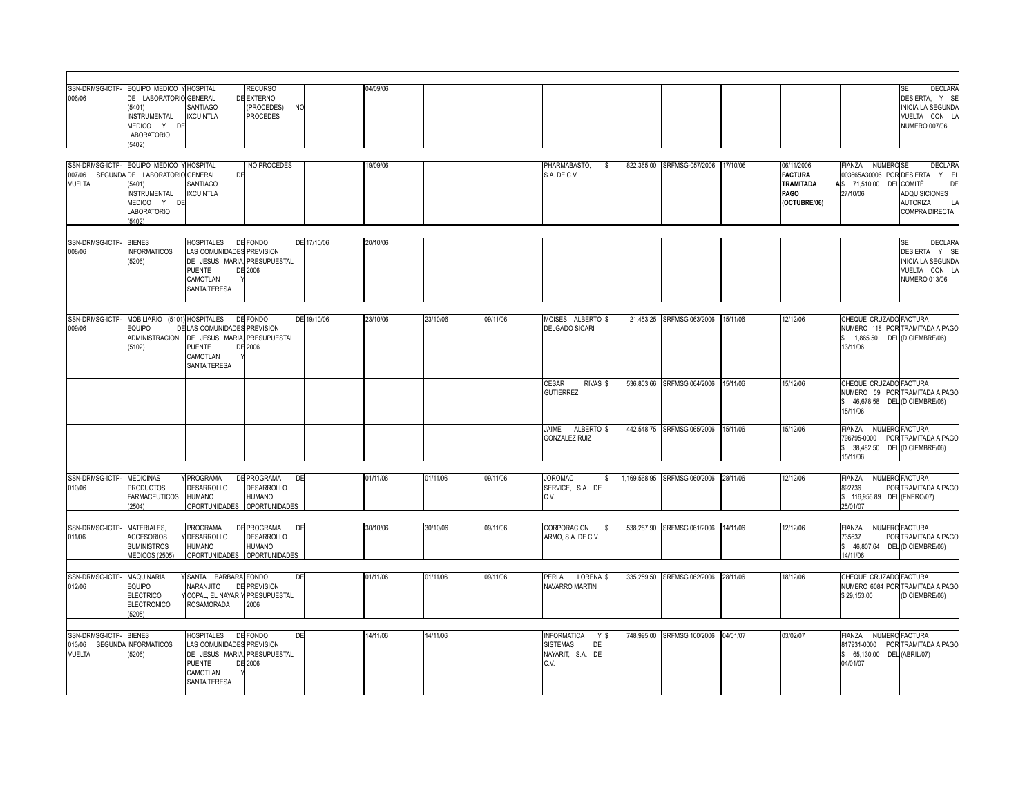| | | | | | | | | | | | | | | |
|---|---|---|---|---|---|---|---|---|---|---|---|---|---|---|
| SSN-DRMSG-ICTP-006/06 | EQUIPO MEDICO Y DE LABORATORIO (5401) INSTRUMENTAL MEDICO Y DE LABORATORIO (5402) | HOSPITAL GENERAL SANTIAGO IXCUINTLA | RECURSO DE EXTERNO (PROCEDES) NO PROCEDES | | 04/09/06 | | | | | | | | | SE DECLARA DESIERTA, Y SE INICIA LA SEGUNDA VUELTA CON LA NUMERO 007/06 |
| SSN-DRMSG-ICTP-007/06 SEGUNDA VUELTA | EQUIPO MEDICO Y DE LABORATORIO (5401) INSTRUMENTAL MEDICO Y DE LABORATORIO (5402) | HOSPITAL GENERAL DE SANTIAGO IXCUINTLA | NO PROCEDES | | 19/09/06 | | | PHARMABASTO, S.A. DE C.V. | $ 822,365.00 | SRFMSG-057/2006 | 17/10/06 | 06/11/2006 **FACTURA TRAMITADA A PAGO (OCTUBRE/06)** | FIANZA NUMERO 003665A30006 POR $ 71,510.00 DEL 27/10/06 | SE DECLARA DESIERTA Y EL COMITÉ DE ADQUISICIONES AUTORIZA LA COMPRA DIRECTA |
| SSN-DRMSG-ICTP-008/06 | BIENES INFORMATICOS (5206) | HOSPITALES DE LAS COMUNIDADES DE JESUS MARIA, PUENTE DE CAMOTLAN Y SANTA TERESA | FONDO DE PREVISION PRESUPUESTAL 2006 | 17/10/06 | 20/10/06 | | | | | | | | | SE DECLARA DESIERTA Y SE INICIA LA SEGUNDA VUELTA CON LA NUMERO 013/06 |
| SSN-DRMSG-ICTP-009/06 | MOBILIARIO (5101) EQUIPO DE ADMINISTRACION (5102) | HOSPITALES DE LAS COMUNIDADES DE JESUS MARIA, PUENTE DE CAMOTLAN Y SANTA TERESA | FONDO DE PREVISION PRESUPUESTAL 2006 | 19/10/06 | 23/10/06 | 23/10/06 | 09/11/06 | MOISES ALBERTO DELGADO SICARI | $ 21,453.25 | SRFMSG 063/2006 | 15/11/06 | 12/12/06 | CHEQUE CRUZADO NUMERO 118 POR $ 1,865.50 DEL 13/11/06 | FACTURA TRAMITADA A PAGO (DICIEMBRE/06) |
| | | | | | | | | CESAR RIVAS GUTIERREZ | $ 536,803.66 | SRFMSG 064/2006 | 15/11/06 | 15/12/06 | CHEQUE CRUZADO NUMERO 59 POR $ 46,678.58 DEL 15/11/06 | FACTURA TRAMITADA A PAGO (DICIEMBRE/06) |
| | | | | | | | | JAIME ALBERTO GONZALEZ RUIZ | $ 442,548.75 | SRFMSG 065/2006 | 15/11/06 | 15/12/06 | FIANZA NUMERO 796795-0000 POR $ 38,482.50 DEL 15/11/06 | FACTURA TRAMITADA A PAGO (DICIEMBRE/06) |
| SSN-DRMSG-ICTP-010/06 | MEDICINAS Y PRODUCTOS FARMACEUTICOS (2504) | PROGRAMA DE DESARROLLO HUMANO OPORTUNIDADES | PROGRAMA DE DESARROLLO HUMANO OPORTUNIDADES | | 01/11/06 | 01/11/06 | 09/11/06 | JOROMAC SERVICE, S.A. DE C.V. | $ 1,169,568.95 | SRFMSG 060/2006 | 28/11/06 | 12/12/06 | FIANZA NUMERO 892736 POR $ 116,956.89 DEL 25/01/07 | FACTURA TRAMITADA A PAGO (ENERO/07) |
| SSN-DRMSG-ICTP-011/06 | MATERIALES, ACCESORIOS Y SUMINISTROS MEDICOS (2505) | PROGRAMA DE DESARROLLO HUMANO OPORTUNIDADES | PROGRAMA DE DESARROLLO HUMANO OPORTUNIDADES | | 30/10/06 | 30/10/06 | 09/11/06 | CORPORACION ARMO, S.A. DE C.V. | $ 538,287.90 | SRFMSG 061/2006 | 14/11/06 | 12/12/06 | FIANZA NUMERO 735637 POR $ 46,807.64 DEL 14/11/06 | FACTURA TRAMITADA A PAGO (DICIEMBRE/06) |
| SSN-DRMSG-ICTP-012/06 | MAQUINARIA Y EQUIPO ELECTRICO Y ELECTRONICO (5205) | SANTA BARBARA, NARANJITO COPAL, EL NAYAR Y ROSAMORADA | FONDO DE PREVISION PRESUPUESTAL 2006 | | 01/11/06 | 01/11/06 | 09/11/06 | PERLA LORENA NAVARRO MARTIN | $ 335,259.50 | SRFMSG 062/2006 | 28/11/06 | 18/12/06 | CHEQUE CRUZADO NUMERO 6084 POR $ 29,153.00 | FACTURA TRAMITADA A PAGO (DICIEMBRE/06) |
| SSN-DRMSG-ICTP-013/06 SEGUNDA VUELTA | BIENES INFORMATICOS (5206) | HOSPITALES DE LAS COMUNIDADES DE JESUS MARIA, PUENTE DE CAMOTLAN Y SANTA TERESA | FONDO DE PREVISION PRESUPUESTAL 2006 | | 14/11/06 | 14/11/06 | | INFORMATICA Y SISTEMAS DE NAYARIT, S.A. DE C.V. | $ 748,995.00 | SRFMSG 100/2006 | 04/01/07 | 03/02/07 | FIANZA NUMERO 817931-0000 POR $ 65,130.00 DEL 04/01/07 | FACTURA TRAMITADA A PAGO (ABRIL/07) |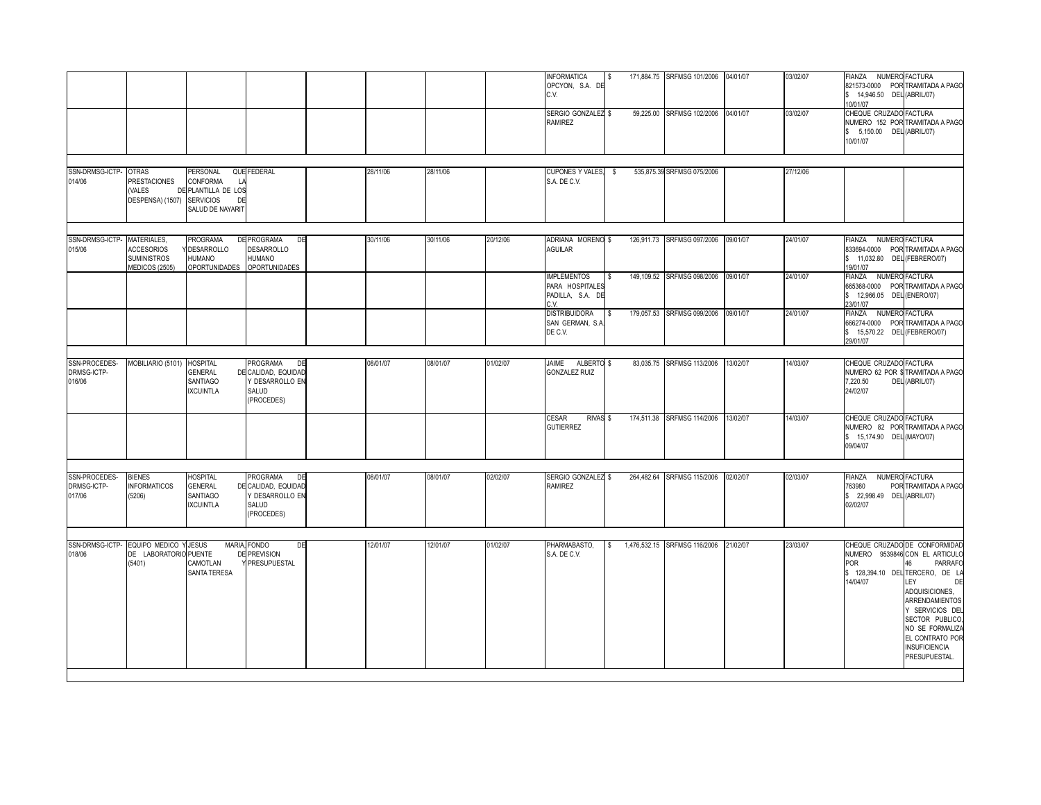| | | | | | | | | | | | | | | |
|---|---|---|---|---|---|---|---|---|---|---|---|---|---|---|
| | | | | | | | | INFORMATICA OPCYON, S.A. DE C.V. | $ 171,884.75 | SRFMSG 101/2006 | 04/01/07 | 03/02/07 | FIANZA NUMERO 821573-0000 POR $ 14,946.50 DEL 10/01/07 | FACTURA TRAMITADA A PAGO (ABRIL/07) |
| | | | | | | | | SERGIO GONZALEZ RAMIREZ | $ 59,225.00 | SRFMSG 102/2006 | 04/01/07 | 03/02/07 | CHEQUE CRUZADO NUMERO 152 POR $ 5,150.00 DEL 10/01/07 | FACTURA TRAMITADA A PAGO (ABRIL/07) |
| SSN-DRMSG-ICTP-014/06 | OTRAS PRESTACIONES (VALES DESPENSA) (1507) | PERSONAL QUE CONFORMA LA PLANTILLA DE LOS SERVICIOS DE SALUD DE NAYARIT | FEDERAL | | 28/11/06 | 28/11/06 | | CUPONES Y VALES, S.A. DE C.V. | $ 535,875.39 | SRFMSG 075/2006 | | 27/12/06 | | |
| SSN-DRMSG-ICTP-015/06 | MATERIALES, ACCESORIOS Y SUMINISTROS MEDICOS (2505) | PROGRAMA DE DESARROLLO HUMANO OPORTUNIDADES | PROGRAMA DE DESARROLLO HUMANO OPORTUNIDADES | | 30/11/06 | 30/11/06 | 20/12/06 | ADRIANA MORENO AGUILAR | $ 126,911.73 | SRFMSG 097/2006 | 09/01/07 | 24/01/07 | FIANZA NUMERO 833694-0000 POR $ 11,032.80 DEL 19/01/07 | FACTURA TRAMITADA A PAGO (FEBRERO/07) |
| | | | | | | | | IMPLEMENTOS PARA HOSPITALES PADILLA, S.A. DE C.V. | $ 149,109.52 | SRFMSG 098/2006 | 09/01/07 | 24/01/07 | FIANZA NUMERO 665368-0000 POR $ 12,966.05 DEL 23/01/07 | FACTURA TRAMITADA A PAGO (ENERO/07) |
| | | | | | | | | DISTRIBUIDORA SAN GERMAN, S.A. DE C.V. | $ 179,057.53 | SRFMSG 099/2006 | 09/01/07 | 24/01/07 | FIANZA NUMERO 666274-0000 POR $ 15,570.22 DEL 29/01/07 | FACTURA TRAMITADA A PAGO (FEBRERO/07) |
| SSN-PROCEDES-DRMSG-ICTP-016/06 | MOBILIARIO (5101) | HOSPITAL GENERAL SANTIAGO IXCUINTLA | PROGRAMA DE CALIDAD, EQUIDAD Y DESARROLLO EN SALUD (PROCEDES) | | 08/01/07 | 08/01/07 | 01/02/07 | JAIME ALBERTO GONZALEZ RUIZ | $ 83,035.75 | SRFMSG 113/2006 | 13/02/07 | 14/03/07 | CHEQUE CRUZADO NUMERO 62 POR $ 7,220.50 DEL 24/02/07 | FACTURA TRAMITADA A PAGO (ABRIL/07) |
| | | | | | | | | CESAR RIVAS GUTIERREZ | $ 174,511.38 | SRFMSG 114/2006 | 13/02/07 | 14/03/07 | CHEQUE CRUZADO NUMERO 82 POR $ 15,174.90 DEL 09/04/07 | FACTURA TRAMITADA A PAGO (MAYO/07) |
| SSN-PROCEDES-DRMSG-ICTP-017/06 | BIENES INFORMATICOS (5206) | HOSPITAL GENERAL SANTIAGO IXCUINTLA | PROGRAMA DE CALIDAD, EQUIDAD Y DESARROLLO EN SALUD (PROCEDES) | | 08/01/07 | 08/01/07 | 02/02/07 | SERGIO GONZALEZ RAMIREZ | $ 264,482.64 | SRFMSG 115/2006 | 02/02/07 | 02/03/07 | FIANZA NUMERO 763980 POR $ 22,998.49 DEL 02/02/07 | FACTURA TRAMITADA A PAGO (ABRIL/07) |
| SSN-DRMSG-ICTP-018/06 | EQUIPO MEDICO Y DE LABORATORIO (5401) | JESUS MARIA, PUENTE CAMOTLAN SANTA TERESA | FONDO DE PREVISION PRESUPUESTAL | | 12/01/07 | 12/01/07 | 01/02/07 | PHARMABASTO, S.A. DE C.V. | $ 1,476,532.15 | SRFMSG 116/2006 | 21/02/07 | 23/03/07 | CHEQUE CRUZADO NUMERO 9539846 POR $ 128,394.10 DEL 14/04/07 | DE CONFORMIDAD CON EL ARTICULO 46 PARRAFO TERCERO, DE LA LEY DE ADQUISICIONES, ARRENDAMIENTOS Y SERVICIOS DEL SECTOR PUBLICO, NO SE FORMALIZA EL CONTRATO POR INSUFICIENCIA PRESUPUESTAL. |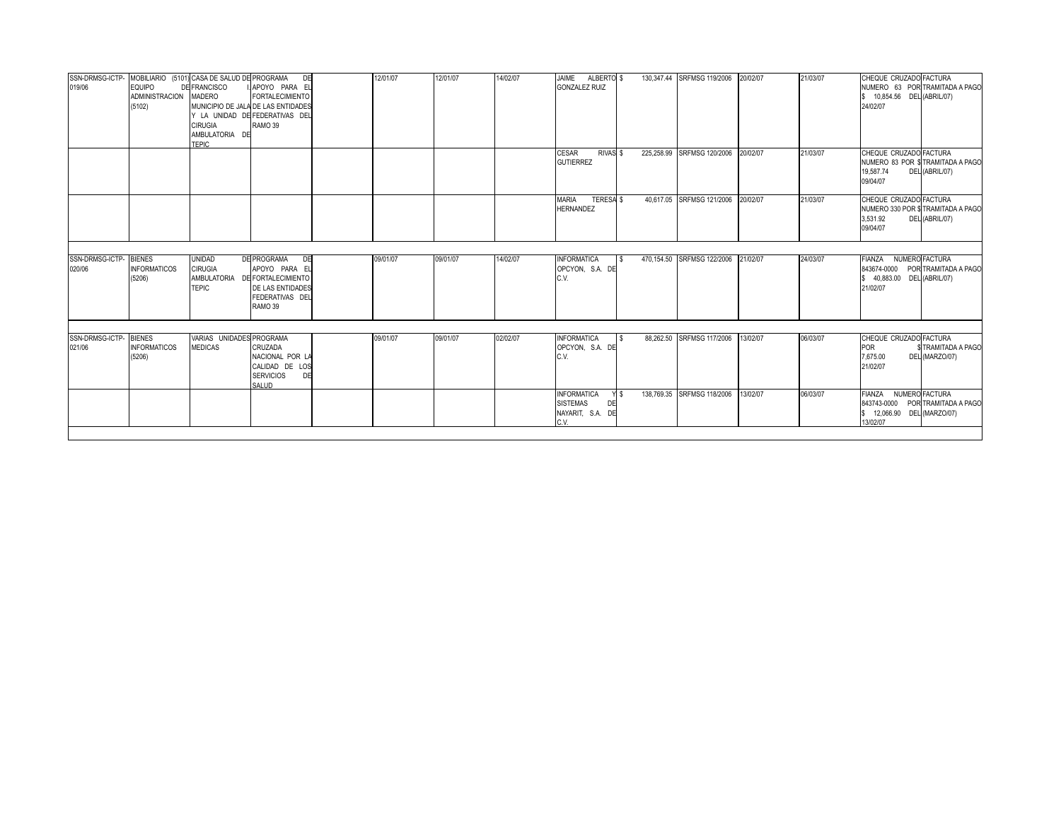| | | | | | | | | | | | | | | | |
|---|---|---|---|---|---|---|---|---|---|---|---|---|---|---|---|
| SSN-DRMSG-ICTP-019/06 | MOBILIARIO (5101) EQUIPO DE ADMINISTRACION (5102) | CASA DE SALUD DE FRANCISCO I MADERO MUNICIPIO DE JALA Y LA UNIDAD DE CIRUGIA AMBULATORIA DE TEPIC | PROGRAMA DE APOYO PARA EL FORTALECIMIENTO DE LAS ENTIDADES FEDERATIVAS DEL RAMO 39 | | 12/01/07 | 12/01/07 | 14/02/07 | JAIME ALBERTO GONZALEZ RUIZ | $ 130,347.44 | SRFMSG 119/2006 | 20/02/07 | 21/03/07 | CHEQUE CRUZADO NUMERO 63 POR $ 10,854.56 DEL 24/02/07 | FACTURA TRAMITADA A PAGO (ABRIL/07) |
| | | | | | | | | CESAR RIVAS GUTIERREZ | $ 225,258.99 | SRFMSG 120/2006 | 20/02/07 | 21/03/07 | CHEQUE CRUZADO NUMERO 83 POR $ 19,587.74 DEL 09/04/07 | FACTURA TRAMITADA A PAGO (ABRIL/07) |
| | | | | | | | | MARIA TERESA HERNANDEZ | $ 40,617.05 | SRFMSG 121/2006 | 20/02/07 | 21/03/07 | CHEQUE CRUZADO NUMERO 330 POR $ 3,531.92 DEL 09/04/07 | FACTURA TRAMITADA A PAGO (ABRIL/07) |
| SSN-DRMSG-ICTP-020/06 | BIENES INFORMATICOS (5206) | UNIDAD DE CIRUGIA AMBULATORIA DE TEPIC | PROGRAMA DE APOYO PARA EL FORTALECIMIENTO DE LAS ENTIDADES FEDERATIVAS DEL RAMO 39 | | 09/01/07 | 09/01/07 | 14/02/07 | INFORMATICA OPCYON, S.A. DE C.V. | $ 470,154.50 | SRFMSG 122/2006 | 21/02/07 | 24/03/07 | FIANZA NUMERO 843674-0000 POR $ 40,883.00 DEL 21/02/07 | FACTURA TRAMITADA A PAGO (ABRIL/07) |
| SSN-DRMSG-ICTP-021/06 | BIENES INFORMATICOS (5206) | VARIAS UNIDADES MEDICAS | PROGRAMA CRUZADA NACIONAL POR LA CALIDAD DE LOS SERVICIOS DE SALUD | | 09/01/07 | 09/01/07 | 02/02/07 | INFORMATICA OPCYON, S.A. DE C.V. | $ 88,262.50 | SRFMSG 117/2006 | 13/02/07 | 06/03/07 | CHEQUE CRUZADO POR $ 7,675.00 DEL 21/02/07 | FACTURA TRAMITADA A PAGO (MARZO/07) |
| | | | | | | | | INFORMATICA Y SISTEMAS DE NAYARIT, S.A. DE C.V. | $ 138,769.35 | SRFMSG 118/2006 | 13/02/07 | 06/03/07 | FIANZA NUMERO 843743-0000 POR $ 12,066.90 DEL 13/02/07 | FACTURA TRAMITADA A PAGO (MARZO/07) |